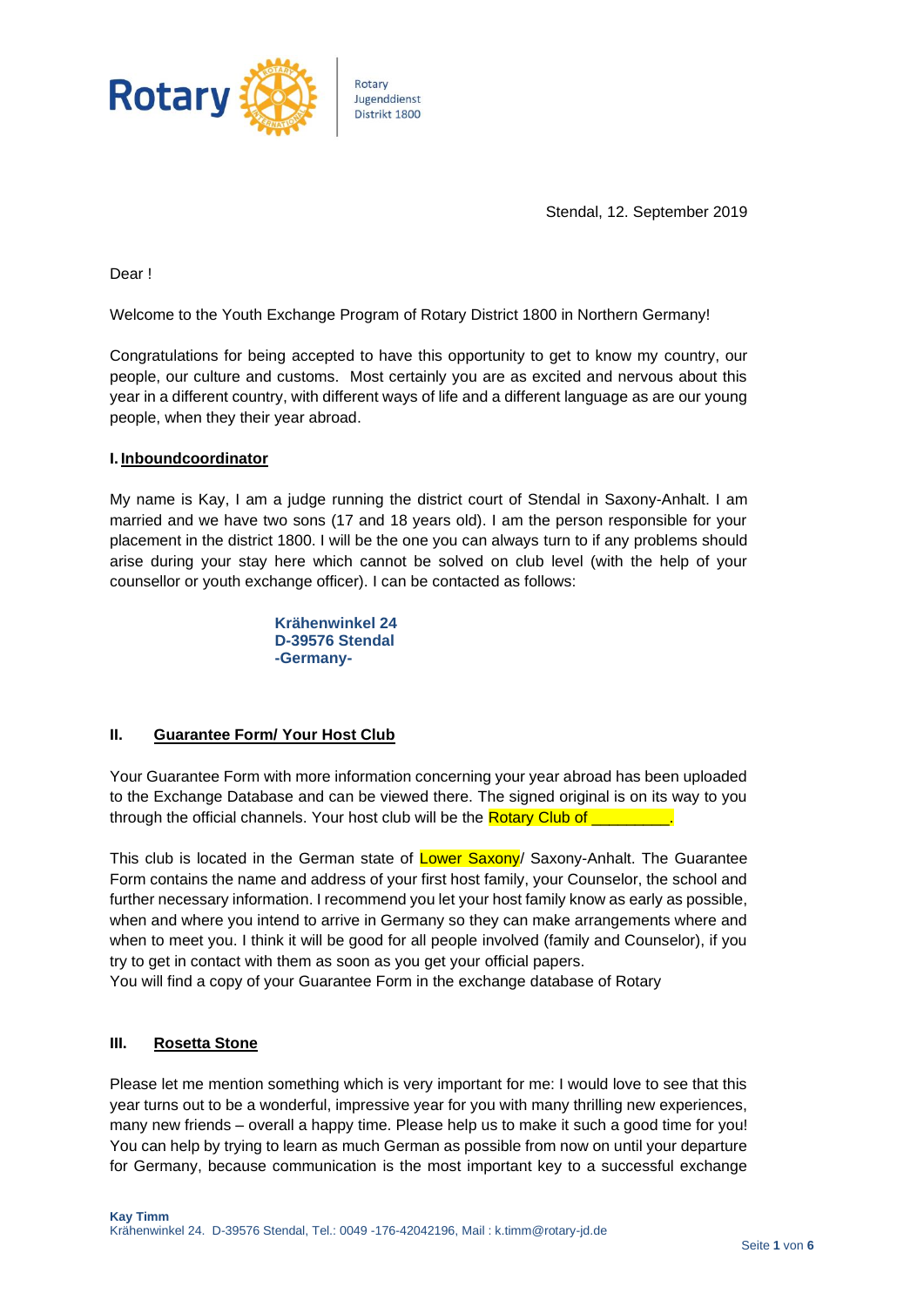Rotary Jugenddienst Distrikt 1800

Stendal, 12. September 2019

Dear !

Welcome to the Youth Exchange Program of Rotary District 1800 in Northern Germany!

Congratulations for being accepted to have this opportunity to get to know my country, our people, our culture and customs. Most certainly you are as excited and nervous about this year in a different country, with different ways of life and a different language as are our young people, when they their year abroad.

## I. Inboundcoordinator

My name is Kay, I am a judge running the district court of Stendal in Saxony-Anhalt. I am married and we have two sons (17 and 18 years old). I am the person responsible for your placement in the district 1800. I will be the one you can always turn to if any problems should arise during your stay here which cannot be solved on club level (with the help of your counsellor or youth exchange officer). I can be contacted as follows:

**Krähenwinkel 24**
**D-39576 Stendal**
**-Germany-**

## II. Guarantee Form/ Your Host Club

Your Guarantee Form with more information concerning your year abroad has been uploaded to the Exchange Database and can be viewed there. The signed original is on its way to you through the official channels. Your host club will be the Rotary Club of _________.

This club is located in the German state of Lower Saxony/ Saxony-Anhalt. The Guarantee Form contains the name and address of your first host family, your Counselor, the school and further necessary information. I recommend you let your host family know as early as possible, when and where you intend to arrive in Germany so they can make arrangements where and when to meet you. I think it will be good for all people involved (family and Counselor), if you try to get in contact with them as soon as you get your official papers.
You will find a copy of your Guarantee Form in the exchange database of Rotary

## III. Rosetta Stone

Please let me mention something which is very important for me: I would love to see that this year turns out to be a wonderful, impressive year for you with many thrilling new experiences, many new friends – overall a happy time. Please help us to make it such a good time for you! You can help by trying to learn as much German as possible from now on until your departure for Germany, because communication is the most important key to a successful exchange

**Kay Timm**
Krähenwinkel 24. D-39576 Stendal, Tel.: 0049 -176-42042196, Mail : k.timm@rotary-jd.de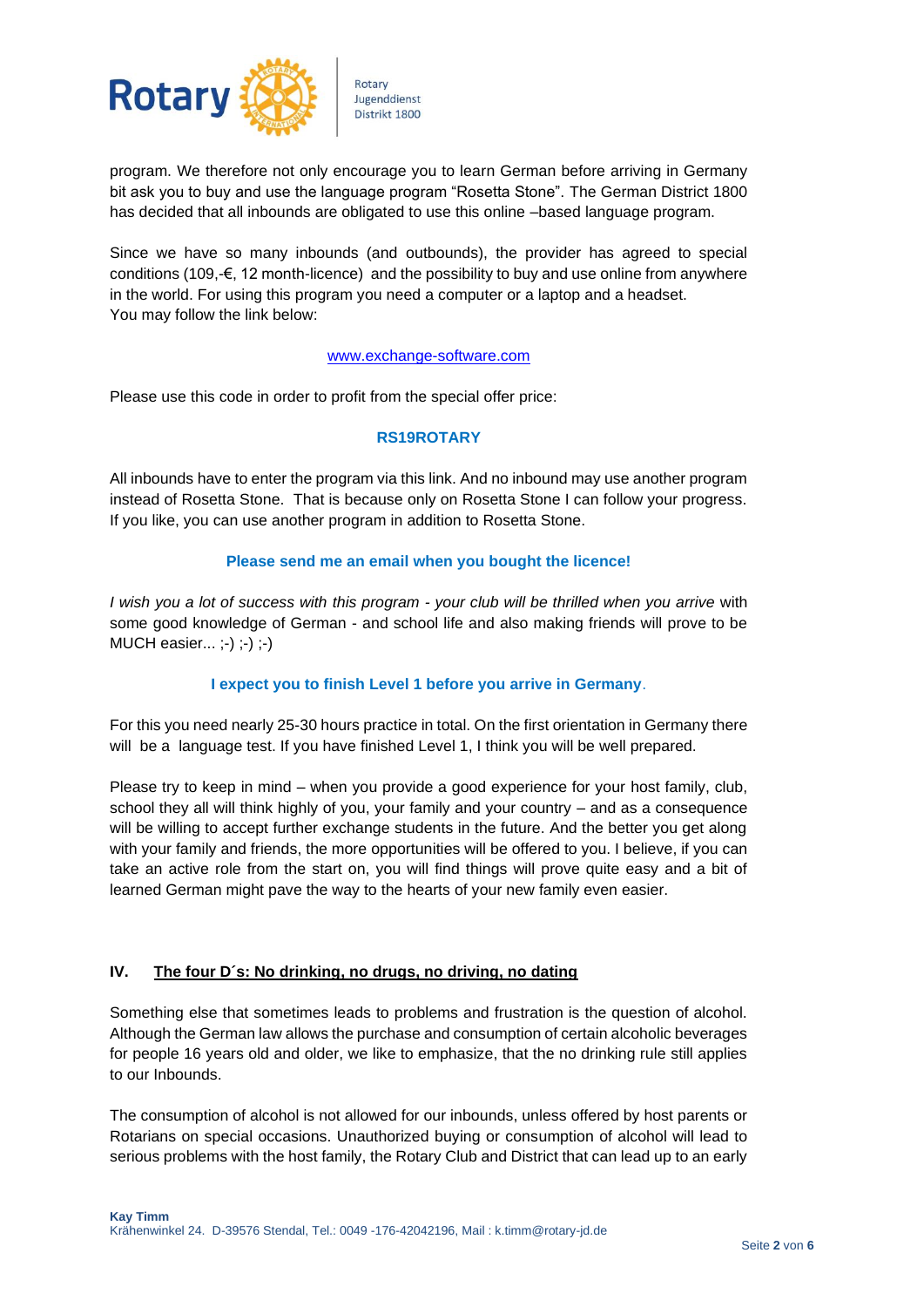program. We therefore not only encourage you to learn German before arriving in Germany bit ask you to buy and use the language program "Rosetta Stone". The German District 1800 has decided that all inbounds are obligated to use this online –based language program.

Since we have so many inbounds (and outbounds), the provider has agreed to special conditions (109,-€, 12 month-licence) and the possibility to buy and use online from anywhere in the world. For using this program you need a computer or a laptop and a headset.
You may follow the link below:

www.exchange-software.com

Please use this code in order to profit from the special offer price:

**RS19ROTARY**

All inbounds have to enter the program via this link. And no inbound may use another program instead of Rosetta Stone. That is because only on Rosetta Stone I can follow your progress. If you like, you can use another program in addition to Rosetta Stone.

**Please send me an email when you bought the licence!**

*I wish you a lot of success with this program - your club will be thrilled when you arrive* with some good knowledge of German - and school life and also making friends will prove to be MUCH easier... ;-) ;-) ;-)

**I expect you to finish Level 1 before you arrive in Germany**.

For this you need nearly 25-30 hours practice in total. On the first orientation in Germany there will be a language test. If you have finished Level 1, I think you will be well prepared.

Please try to keep in mind – when you provide a good experience for your host family, club, school they all will think highly of you, your family and your country – and as a consequence will be willing to accept further exchange students in the future. And the better you get along with your family and friends, the more opportunities will be offered to you. I believe, if you can take an active role from the start on, you will find things will prove quite easy and a bit of learned German might pave the way to the hearts of your new family even easier.

## IV. The four D´s: No drinking, no drugs, no driving, no dating

Something else that sometimes leads to problems and frustration is the question of alcohol. Although the German law allows the purchase and consumption of certain alcoholic beverages for people 16 years old and older, we like to emphasize, that the no drinking rule still applies to our Inbounds.

The consumption of alcohol is not allowed for our inbounds, unless offered by host parents or Rotarians on special occasions. Unauthorized buying or consumption of alcohol will lead to serious problems with the host family, the Rotary Club and District that can lead up to an early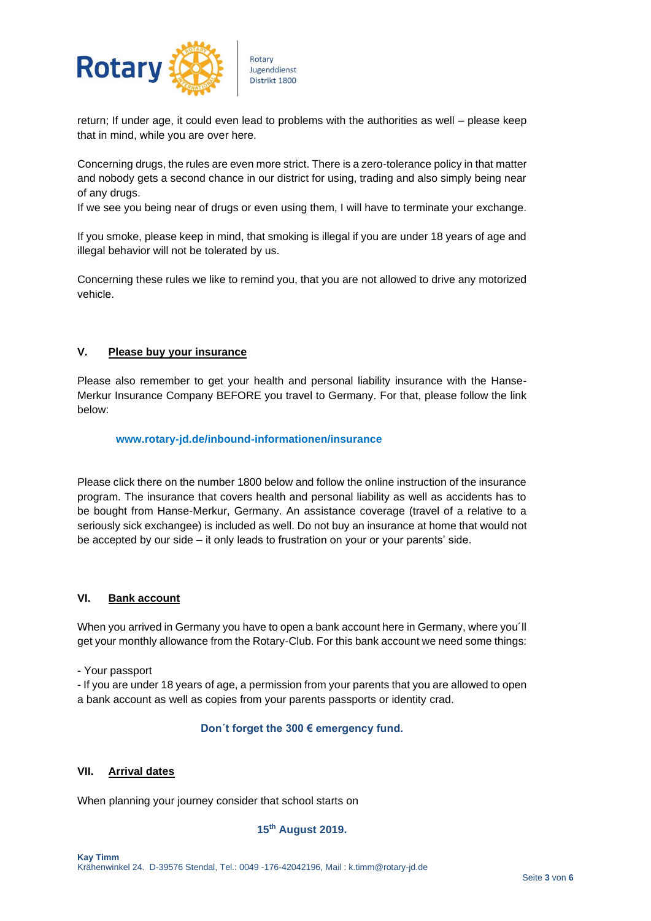return; If under age, it could even lead to problems with the authorities as well – please keep that in mind, while you are over here.

Concerning drugs, the rules are even more strict. There is a zero-tolerance policy in that matter and nobody gets a second chance in our district for using, trading and also simply being near of any drugs.
If we see you being near of drugs or even using them, I will have to terminate your exchange.

If you smoke, please keep in mind, that smoking is illegal if you are under 18 years of age and illegal behavior will not be tolerated by us.

Concerning these rules we like to remind you, that you are not allowed to drive any motorized vehicle.

## V. Please buy your insurance

Please also remember to get your health and personal liability insurance with the Hanse-Merkur Insurance Company BEFORE you travel to Germany. For that, please follow the link below:

**www.rotary-jd.de/inbound-informationen/insurance**

Please click there on the number 1800 below and follow the online instruction of the insurance program. The insurance that covers health and personal liability as well as accidents has to be bought from Hanse-Merkur, Germany. An assistance coverage (travel of a relative to a seriously sick exchangee) is included as well. Do not buy an insurance at home that would not be accepted by our side – it only leads to frustration on your or your parents' side.

## VI. Bank account

When you arrived in Germany you have to open a bank account here in Germany, where you´ll get your monthly allowance from the Rotary-Club. For this bank account we need some things:

- Your passport
- If you are under 18 years of age, a permission from your parents that you are allowed to open a bank account as well as copies from your parents passports or identity crad.

**Don´t forget the 300 € emergency fund.**

## VII. Arrival dates

When planning your journey consider that school starts on

**15th August 2019.**

**Kay Timm**
Krähenwinkel 24. D-39576 Stendal, Tel.: 0049 -176-42042196, Mail : k.timm@rotary-jd.de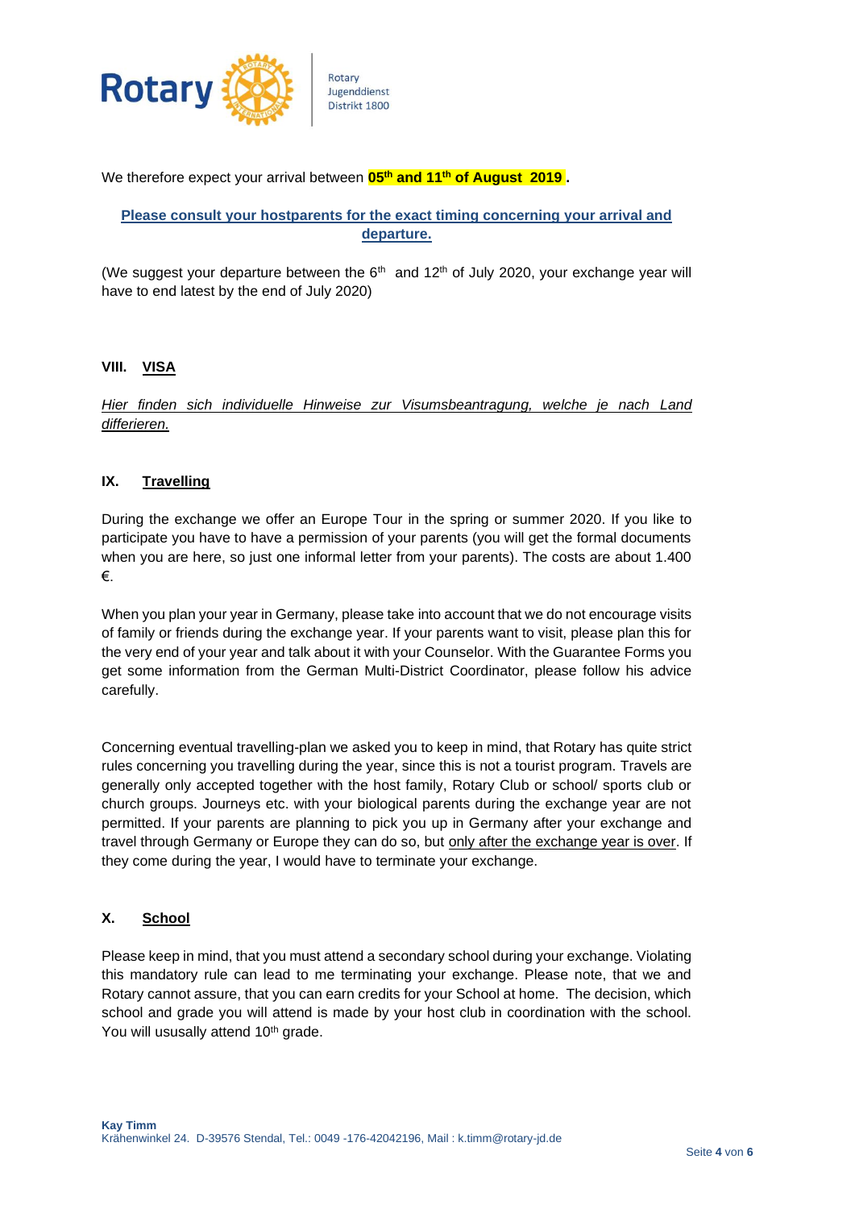We therefore expect your arrival between **05th and 11th of August 2019** .

**Please consult your hostparents for the exact timing concerning your arrival and departure.**

(We suggest your departure between the 6th and 12th of July 2020, your exchange year will have to end latest by the end of July 2020)

## VIII. VISA

*Hier finden sich individuelle Hinweise zur Visumsbeantragung, welche je nach Land differieren.*

## IX. Travelling

During the exchange we offer an Europe Tour in the spring or summer 2020. If you like to participate you have to have a permission of your parents (you will get the formal documents when you are here, so just one informal letter from your parents). The costs are about 1.400 €.

When you plan your year in Germany, please take into account that we do not encourage visits of family or friends during the exchange year. If your parents want to visit, please plan this for the very end of your year and talk about it with your Counselor. With the Guarantee Forms you get some information from the German Multi-District Coordinator, please follow his advice carefully.

Concerning eventual travelling-plan we asked you to keep in mind, that Rotary has quite strict rules concerning you travelling during the year, since this is not a tourist program. Travels are generally only accepted together with the host family, Rotary Club or school/ sports club or church groups. Journeys etc. with your biological parents during the exchange year are not permitted. If your parents are planning to pick you up in Germany after your exchange and travel through Germany or Europe they can do so, but only after the exchange year is over. If they come during the year, I would have to terminate your exchange.

## X. School

Please keep in mind, that you must attend a secondary school during your exchange. Violating this mandatory rule can lead to me terminating your exchange. Please note, that we and Rotary cannot assure, that you can earn credits for your School at home. The decision, which school and grade you will attend is made by your host club in coordination with the school. You will ususally attend 10th grade.

**Kay Timm**
Krähenwinkel 24. D-39576 Stendal, Tel.: 0049 -176-42042196, Mail : k.timm@rotary-jd.de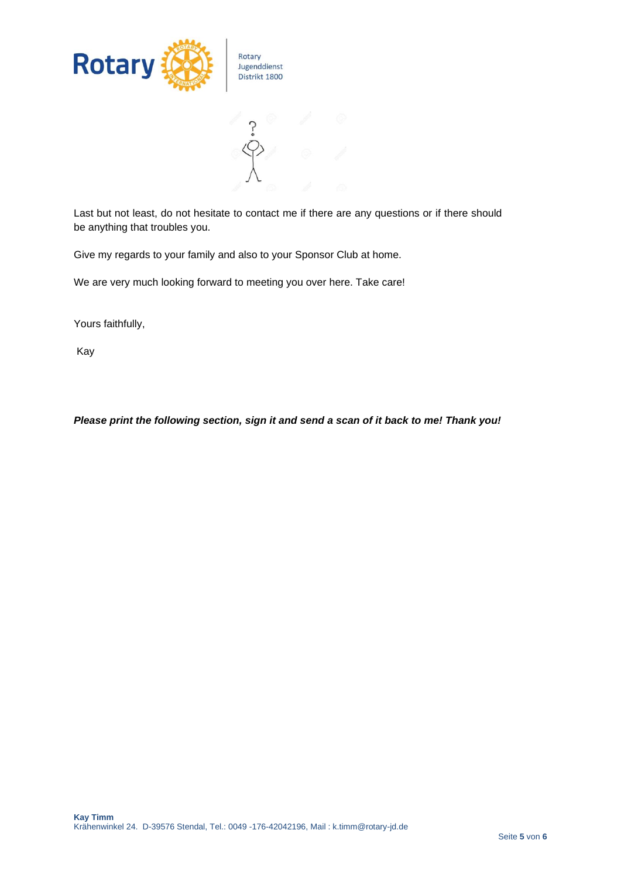Last but not least, do not hesitate to contact me if there are any questions or if there should be anything that troubles you.

Give my regards to your family and also to your Sponsor Club at home.

We are very much looking forward to meeting you over here. Take care!

Yours faithfully,

Kay

***Please print the following section, sign it and send a scan of it back to me! Thank you!***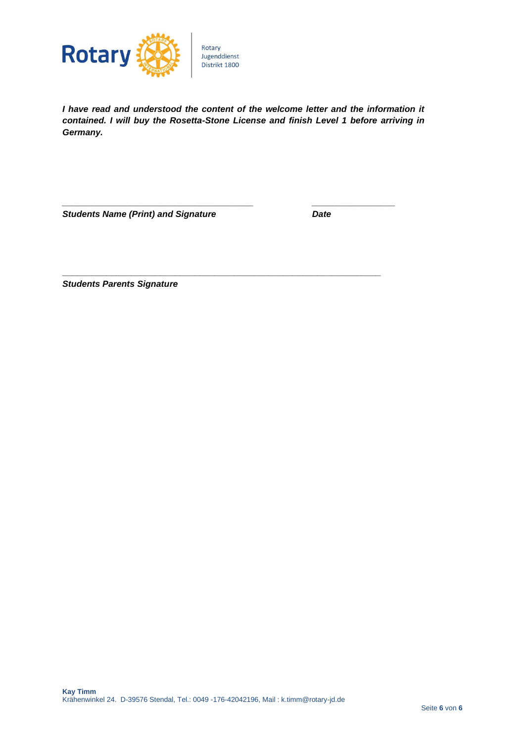Rotary Jugenddienst Distrikt 1800

***I have read and understood the content of the welcome letter and the information it contained. I will buy the Rosetta-Stone License and finish Level 1 before arriving in Germany.***

\_\_\_\_\_\_\_\_\_\_\_\_\_\_\_\_\_\_\_\_\_\_\_\_\_\_\_\_\_\_\_\_\_\_\_\_\_\_\_\_ \_\_\_\_\_\_\_\_\_\_\_\_\_\_\_\_\_\_

***Students Name (Print) and Signature*** ***Date***

\_\_\_\_\_\_\_\_\_\_\_\_\_\_\_\_\_\_\_\_\_\_\_\_\_\_\_\_\_\_\_\_\_\_\_\_\_\_\_\_\_\_\_\_\_\_\_\_\_\_\_\_\_\_\_\_\_\_\_\_\_\_\_\_

***Students Parents Signature***

**Kay Timm**
Krähenwinkel 24. D-39576 Stendal, Tel.: 0049 -176-42042196, Mail : k.timm@rotary-jd.de